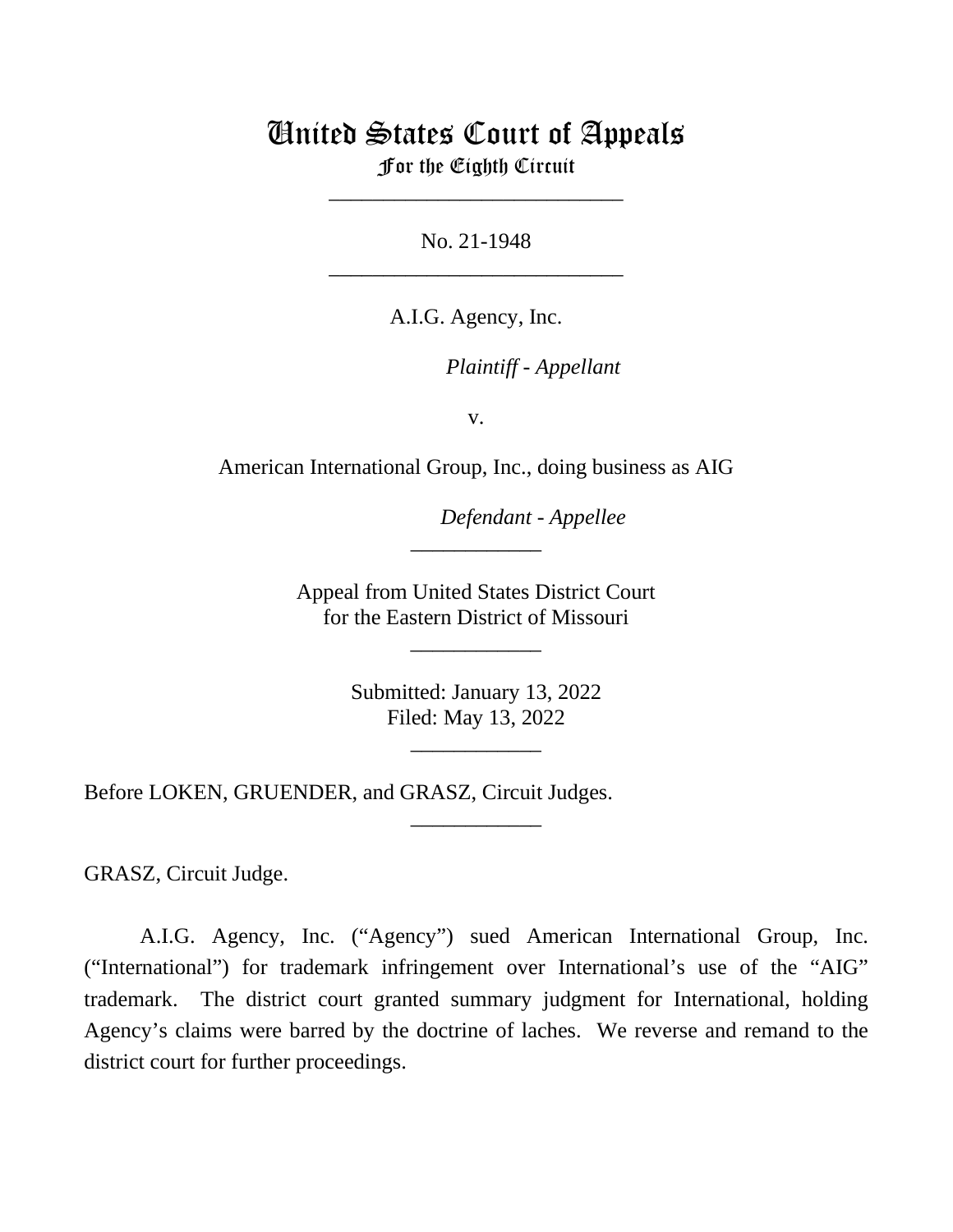# United States Court of Appeals
## For the Eighth Circuit

---

No. 21-1948

---

A.I.G. Agency, Inc.

*Plaintiff - Appellant*

v.

American International Group, Inc., doing business as AIG

*Defendant - Appellee*

---

Appeal from United States District Court
for the Eastern District of Missouri

---

Submitted: January 13, 2022
Filed: May 13, 2022

---

Before LOKEN, GRUENDER, and GRASZ, Circuit Judges.

---

GRASZ, Circuit Judge.

A.I.G. Agency, Inc. ("Agency") sued American International Group, Inc. ("International") for trademark infringement over International's use of the "AIG" trademark. The district court granted summary judgment for International, holding Agency's claims were barred by the doctrine of laches. We reverse and remand to the district court for further proceedings.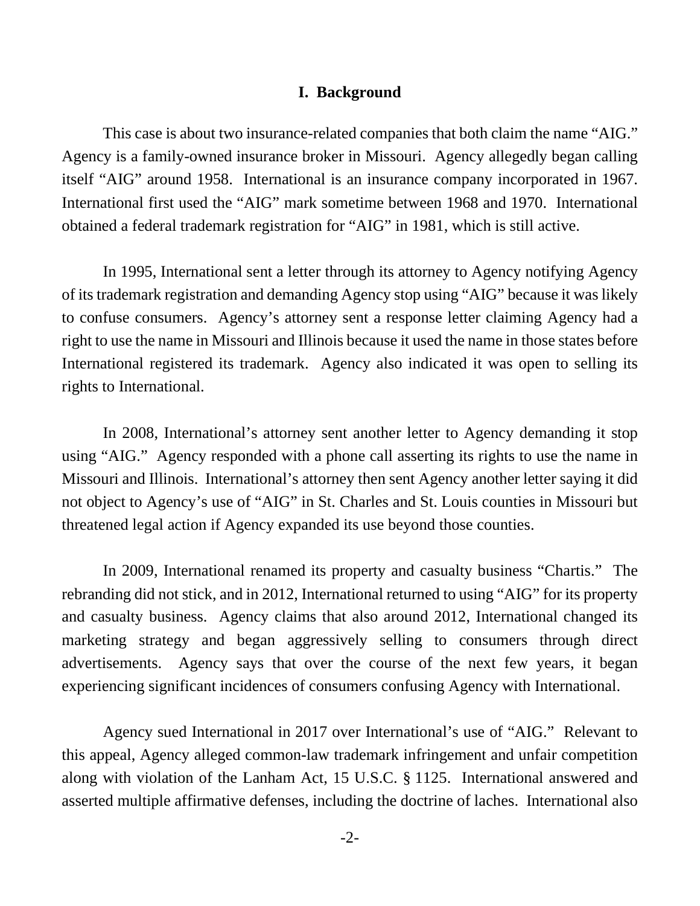## I. Background

This case is about two insurance-related companies that both claim the name "AIG." Agency is a family-owned insurance broker in Missouri. Agency allegedly began calling itself "AIG" around 1958. International is an insurance company incorporated in 1967. International first used the "AIG" mark sometime between 1968 and 1970. International obtained a federal trademark registration for "AIG" in 1981, which is still active.

In 1995, International sent a letter through its attorney to Agency notifying Agency of its trademark registration and demanding Agency stop using "AIG" because it was likely to confuse consumers. Agency's attorney sent a response letter claiming Agency had a right to use the name in Missouri and Illinois because it used the name in those states before International registered its trademark. Agency also indicated it was open to selling its rights to International.

In 2008, International's attorney sent another letter to Agency demanding it stop using "AIG." Agency responded with a phone call asserting its rights to use the name in Missouri and Illinois. International's attorney then sent Agency another letter saying it did not object to Agency's use of "AIG" in St. Charles and St. Louis counties in Missouri but threatened legal action if Agency expanded its use beyond those counties.

In 2009, International renamed its property and casualty business "Chartis." The rebranding did not stick, and in 2012, International returned to using "AIG" for its property and casualty business. Agency claims that also around 2012, International changed its marketing strategy and began aggressively selling to consumers through direct advertisements. Agency says that over the course of the next few years, it began experiencing significant incidences of consumers confusing Agency with International.

Agency sued International in 2017 over International's use of "AIG." Relevant to this appeal, Agency alleged common-law trademark infringement and unfair competition along with violation of the Lanham Act, 15 U.S.C. § 1125. International answered and asserted multiple affirmative defenses, including the doctrine of laches. International also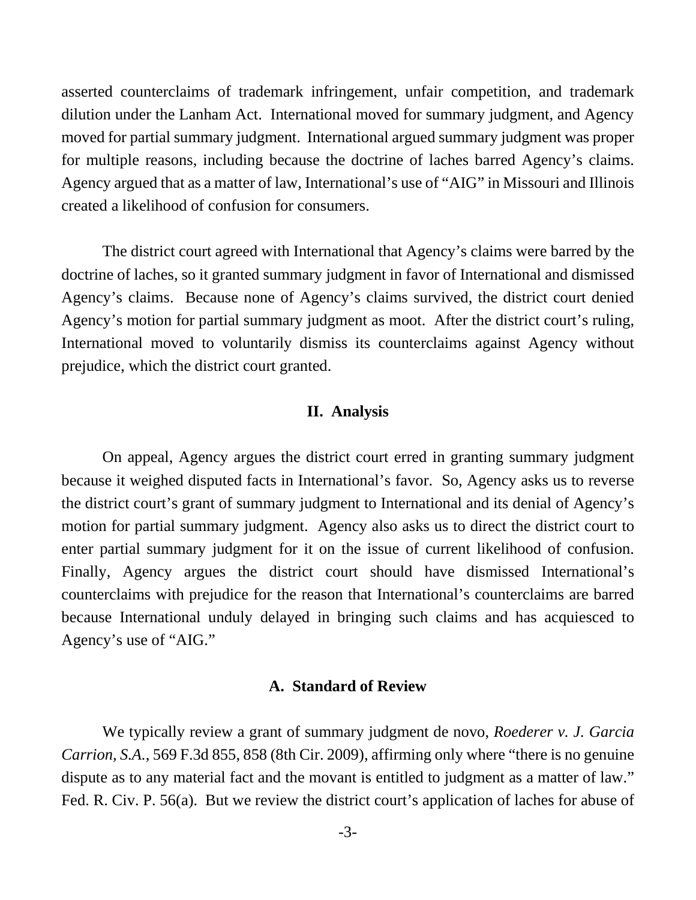asserted counterclaims of trademark infringement, unfair competition, and trademark dilution under the Lanham Act. International moved for summary judgment, and Agency moved for partial summary judgment. International argued summary judgment was proper for multiple reasons, including because the doctrine of laches barred Agency's claims. Agency argued that as a matter of law, International's use of "AIG" in Missouri and Illinois created a likelihood of confusion for consumers.

The district court agreed with International that Agency's claims were barred by the doctrine of laches, so it granted summary judgment in favor of International and dismissed Agency's claims. Because none of Agency's claims survived, the district court denied Agency's motion for partial summary judgment as moot. After the district court's ruling, International moved to voluntarily dismiss its counterclaims against Agency without prejudice, which the district court granted.

## II. Analysis

On appeal, Agency argues the district court erred in granting summary judgment because it weighed disputed facts in International's favor. So, Agency asks us to reverse the district court's grant of summary judgment to International and its denial of Agency's motion for partial summary judgment. Agency also asks us to direct the district court to enter partial summary judgment for it on the issue of current likelihood of confusion. Finally, Agency argues the district court should have dismissed International's counterclaims with prejudice for the reason that International's counterclaims are barred because International unduly delayed in bringing such claims and has acquiesced to Agency's use of "AIG."

### A. Standard of Review

We typically review a grant of summary judgment de novo, *Roederer v. J. Garcia Carrion, S.A.*, 569 F.3d 855, 858 (8th Cir. 2009), affirming only where "there is no genuine dispute as to any material fact and the movant is entitled to judgment as a matter of law." Fed. R. Civ. P. 56(a). But we review the district court's application of laches for abuse of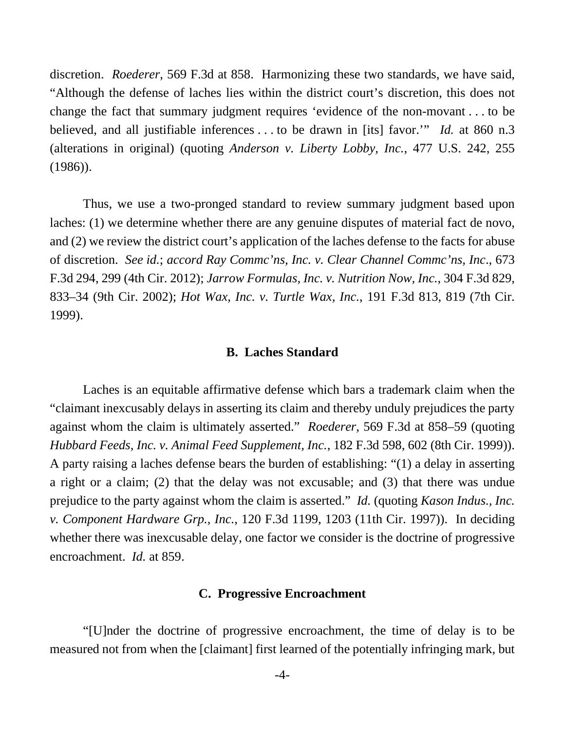discretion. *Roederer*, 569 F.3d at 858. Harmonizing these two standards, we have said, "Although the defense of laches lies within the district court's discretion, this does not change the fact that summary judgment requires 'evidence of the non-movant . . . to be believed, and all justifiable inferences . . . to be drawn in [its] favor.'" *Id.* at 860 n.3 (alterations in original) (quoting *Anderson v. Liberty Lobby, Inc.*, 477 U.S. 242, 255 (1986)).

Thus, we use a two-pronged standard to review summary judgment based upon laches: (1) we determine whether there are any genuine disputes of material fact de novo, and (2) we review the district court's application of the laches defense to the facts for abuse of discretion. *See id.*; *accord Ray Commc'ns, Inc. v. Clear Channel Commc'ns, Inc.*, 673 F.3d 294, 299 (4th Cir. 2012); *Jarrow Formulas, Inc. v. Nutrition Now, Inc.*, 304 F.3d 829, 833–34 (9th Cir. 2002); *Hot Wax, Inc. v. Turtle Wax, Inc.*, 191 F.3d 813, 819 (7th Cir. 1999).

### B. Laches Standard

Laches is an equitable affirmative defense which bars a trademark claim when the "claimant inexcusably delays in asserting its claim and thereby unduly prejudices the party against whom the claim is ultimately asserted." *Roederer*, 569 F.3d at 858–59 (quoting *Hubbard Feeds, Inc. v. Animal Feed Supplement, Inc.*, 182 F.3d 598, 602 (8th Cir. 1999)). A party raising a laches defense bears the burden of establishing: "(1) a delay in asserting a right or a claim; (2) that the delay was not excusable; and (3) that there was undue prejudice to the party against whom the claim is asserted." *Id.* (quoting *Kason Indus., Inc. v. Component Hardware Grp., Inc.*, 120 F.3d 1199, 1203 (11th Cir. 1997)). In deciding whether there was inexcusable delay, one factor we consider is the doctrine of progressive encroachment. *Id.* at 859.

### C. Progressive Encroachment

"[U]nder the doctrine of progressive encroachment, the time of delay is to be measured not from when the [claimant] first learned of the potentially infringing mark, but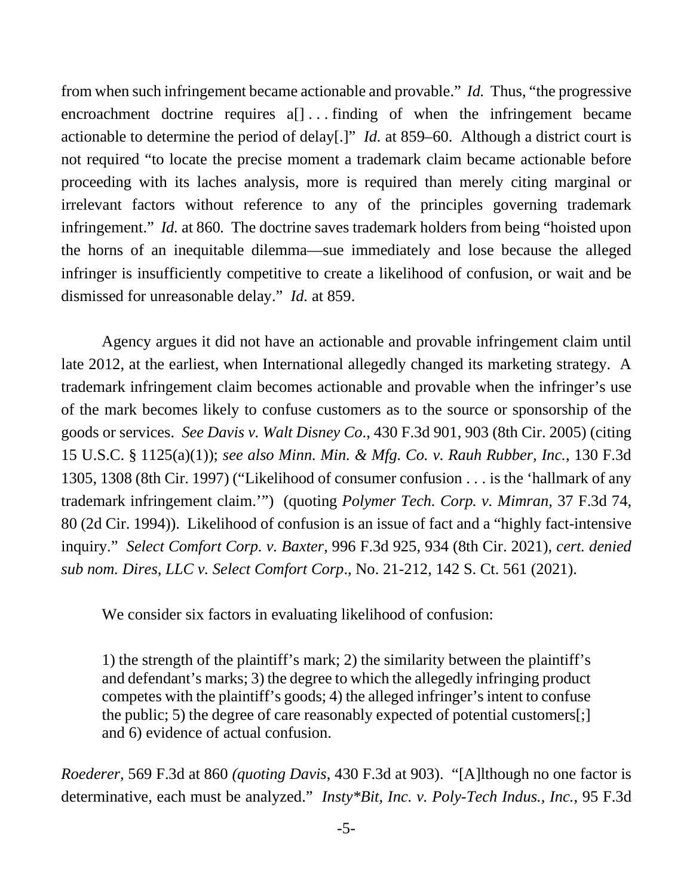from when such infringement became actionable and provable." *Id.* Thus, "the progressive encroachment doctrine requires a[] . . . finding of when the infringement became actionable to determine the period of delay[.]" *Id.* at 859–60. Although a district court is not required "to locate the precise moment a trademark claim became actionable before proceeding with its laches analysis, more is required than merely citing marginal or irrelevant factors without reference to any of the principles governing trademark infringement." *Id.* at 860. The doctrine saves trademark holders from being "hoisted upon the horns of an inequitable dilemma—sue immediately and lose because the alleged infringer is insufficiently competitive to create a likelihood of confusion, or wait and be dismissed for unreasonable delay." *Id.* at 859.

Agency argues it did not have an actionable and provable infringement claim until late 2012, at the earliest, when International allegedly changed its marketing strategy. A trademark infringement claim becomes actionable and provable when the infringer's use of the mark becomes likely to confuse customers as to the source or sponsorship of the goods or services. *See Davis v. Walt Disney Co.*, 430 F.3d 901, 903 (8th Cir. 2005) (citing 15 U.S.C. § 1125(a)(1)); *see also Minn. Min. & Mfg. Co. v. Rauh Rubber, Inc.*, 130 F.3d 1305, 1308 (8th Cir. 1997) ("Likelihood of consumer confusion . . . is the 'hallmark of any trademark infringement claim.'") (quoting *Polymer Tech. Corp. v. Mimran*, 37 F.3d 74, 80 (2d Cir. 1994)). Likelihood of confusion is an issue of fact and a "highly fact-intensive inquiry." *Select Comfort Corp. v. Baxter*, 996 F.3d 925, 934 (8th Cir. 2021), *cert. denied sub nom. Dires, LLC v. Select Comfort Corp.*, No. 21-212, 142 S. Ct. 561 (2021).

We consider six factors in evaluating likelihood of confusion:

> 1) the strength of the plaintiff's mark; 2) the similarity between the plaintiff's and defendant's marks; 3) the degree to which the allegedly infringing product competes with the plaintiff's goods; 4) the alleged infringer's intent to confuse the public; 5) the degree of care reasonably expected of potential customers[;] and 6) evidence of actual confusion.

*Roederer*, 569 F.3d at 860 *(quoting Davis*, 430 F.3d at 903). "[A]lthough no one factor is determinative, each must be analyzed." *Insty*Bit, Inc. v. Poly-Tech Indus., Inc.*, 95 F.3d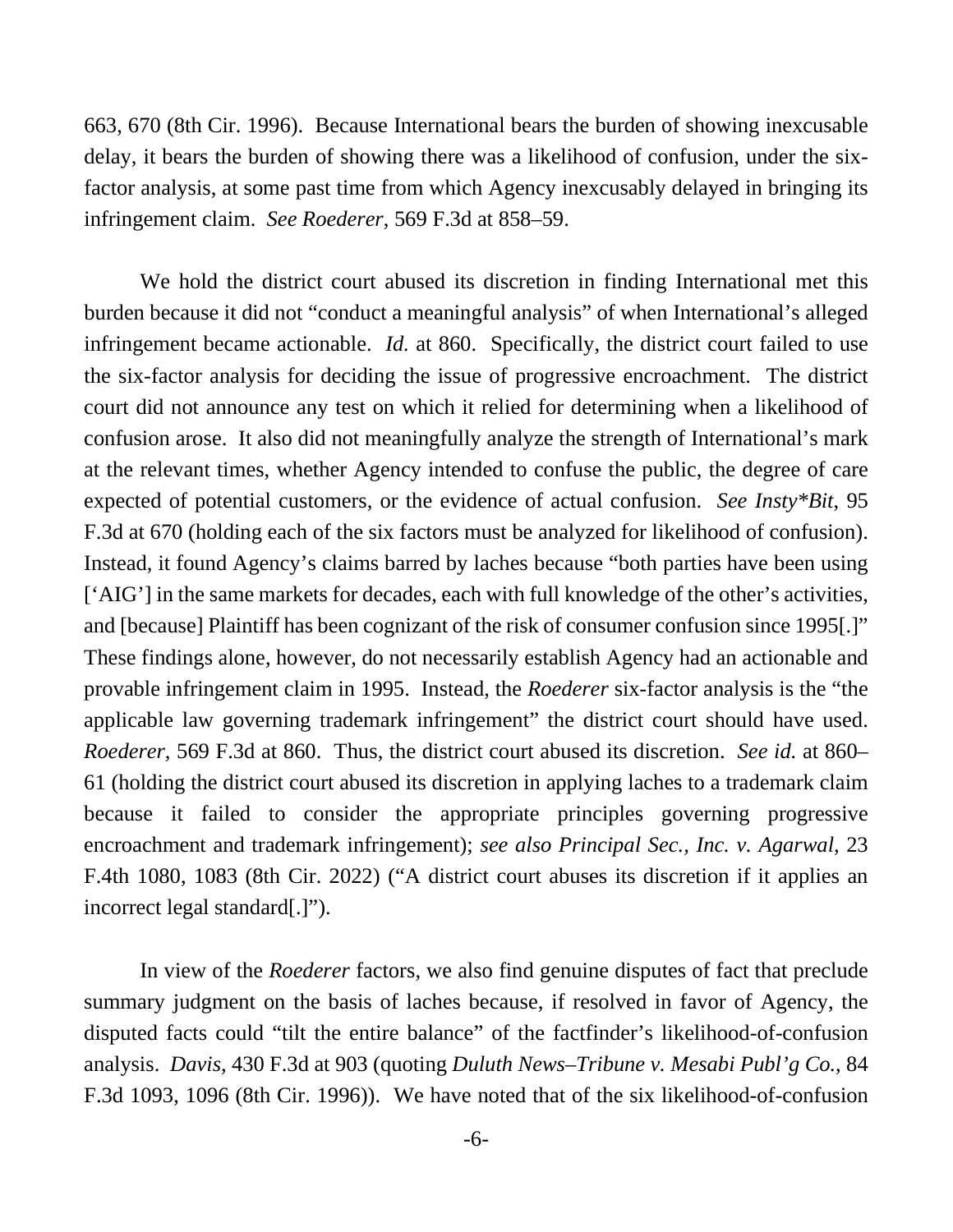663, 670 (8th Cir. 1996). Because International bears the burden of showing inexcusable delay, it bears the burden of showing there was a likelihood of confusion, under the six-factor analysis, at some past time from which Agency inexcusably delayed in bringing its infringement claim. *See Roederer*, 569 F.3d at 858–59.

We hold the district court abused its discretion in finding International met this burden because it did not "conduct a meaningful analysis" of when International's alleged infringement became actionable. *Id.* at 860. Specifically, the district court failed to use the six-factor analysis for deciding the issue of progressive encroachment. The district court did not announce any test on which it relied for determining when a likelihood of confusion arose. It also did not meaningfully analyze the strength of International's mark at the relevant times, whether Agency intended to confuse the public, the degree of care expected of potential customers, or the evidence of actual confusion. *See Insty*Bit*, 95 F.3d at 670 (holding each of the six factors must be analyzed for likelihood of confusion). Instead, it found Agency's claims barred by laches because "both parties have been using ['AIG'] in the same markets for decades, each with full knowledge of the other's activities, and [because] Plaintiff has been cognizant of the risk of consumer confusion since 1995[.]" These findings alone, however, do not necessarily establish Agency had an actionable and provable infringement claim in 1995. Instead, the *Roederer* six-factor analysis is the "the applicable law governing trademark infringement" the district court should have used. *Roederer*, 569 F.3d at 860. Thus, the district court abused its discretion. *See id.* at 860–61 (holding the district court abused its discretion in applying laches to a trademark claim because it failed to consider the appropriate principles governing progressive encroachment and trademark infringement); *see also Principal Sec., Inc. v. Agarwal*, 23 F.4th 1080, 1083 (8th Cir. 2022) ("A district court abuses its discretion if it applies an incorrect legal standard[.]").

In view of the *Roederer* factors, we also find genuine disputes of fact that preclude summary judgment on the basis of laches because, if resolved in favor of Agency, the disputed facts could "tilt the entire balance" of the factfinder's likelihood-of-confusion analysis. *Davis*, 430 F.3d at 903 (quoting *Duluth News–Tribune v. Mesabi Publ'g Co.*, 84 F.3d 1093, 1096 (8th Cir. 1996)). We have noted that of the six likelihood-of-confusion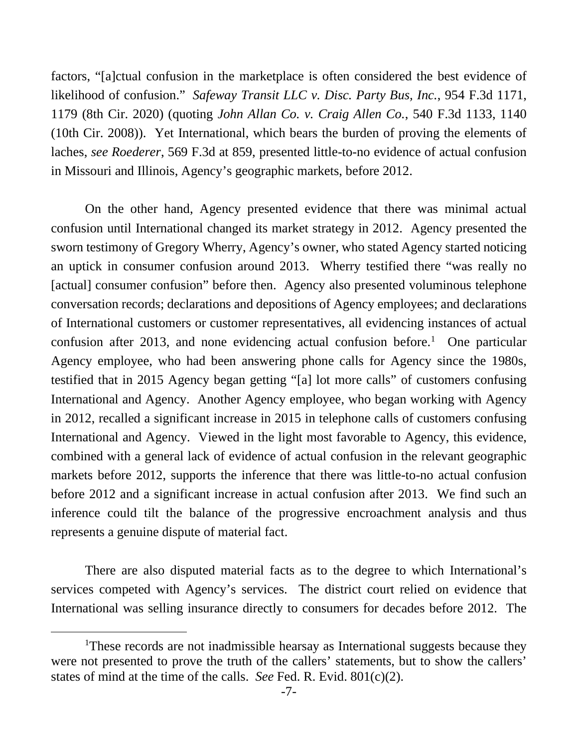factors, "[a]ctual confusion in the marketplace is often considered the best evidence of likelihood of confusion." *Safeway Transit LLC v. Disc. Party Bus, Inc.*, 954 F.3d 1171, 1179 (8th Cir. 2020) (quoting *John Allan Co. v. Craig Allen Co.*, 540 F.3d 1133, 1140 (10th Cir. 2008)). Yet International, which bears the burden of proving the elements of laches, *see Roederer*, 569 F.3d at 859, presented little-to-no evidence of actual confusion in Missouri and Illinois, Agency's geographic markets, before 2012.

On the other hand, Agency presented evidence that there was minimal actual confusion until International changed its market strategy in 2012. Agency presented the sworn testimony of Gregory Wherry, Agency's owner, who stated Agency started noticing an uptick in consumer confusion around 2013. Wherry testified there "was really no [actual] consumer confusion" before then. Agency also presented voluminous telephone conversation records; declarations and depositions of Agency employees; and declarations of International customers or customer representatives, all evidencing instances of actual confusion after 2013, and none evidencing actual confusion before.[1] One particular Agency employee, who had been answering phone calls for Agency since the 1980s, testified that in 2015 Agency began getting "[a] lot more calls" of customers confusing International and Agency. Another Agency employee, who began working with Agency in 2012, recalled a significant increase in 2015 in telephone calls of customers confusing International and Agency. Viewed in the light most favorable to Agency, this evidence, combined with a general lack of evidence of actual confusion in the relevant geographic markets before 2012, supports the inference that there was little-to-no actual confusion before 2012 and a significant increase in actual confusion after 2013. We find such an inference could tilt the balance of the progressive encroachment analysis and thus represents a genuine dispute of material fact.

There are also disputed material facts as to the degree to which International's services competed with Agency's services. The district court relied on evidence that International was selling insurance directly to consumers for decades before 2012. The

[1]These records are not inadmissible hearsay as International suggests because they were not presented to prove the truth of the callers' statements, but to show the callers' states of mind at the time of the calls. *See* Fed. R. Evid. 801(c)(2).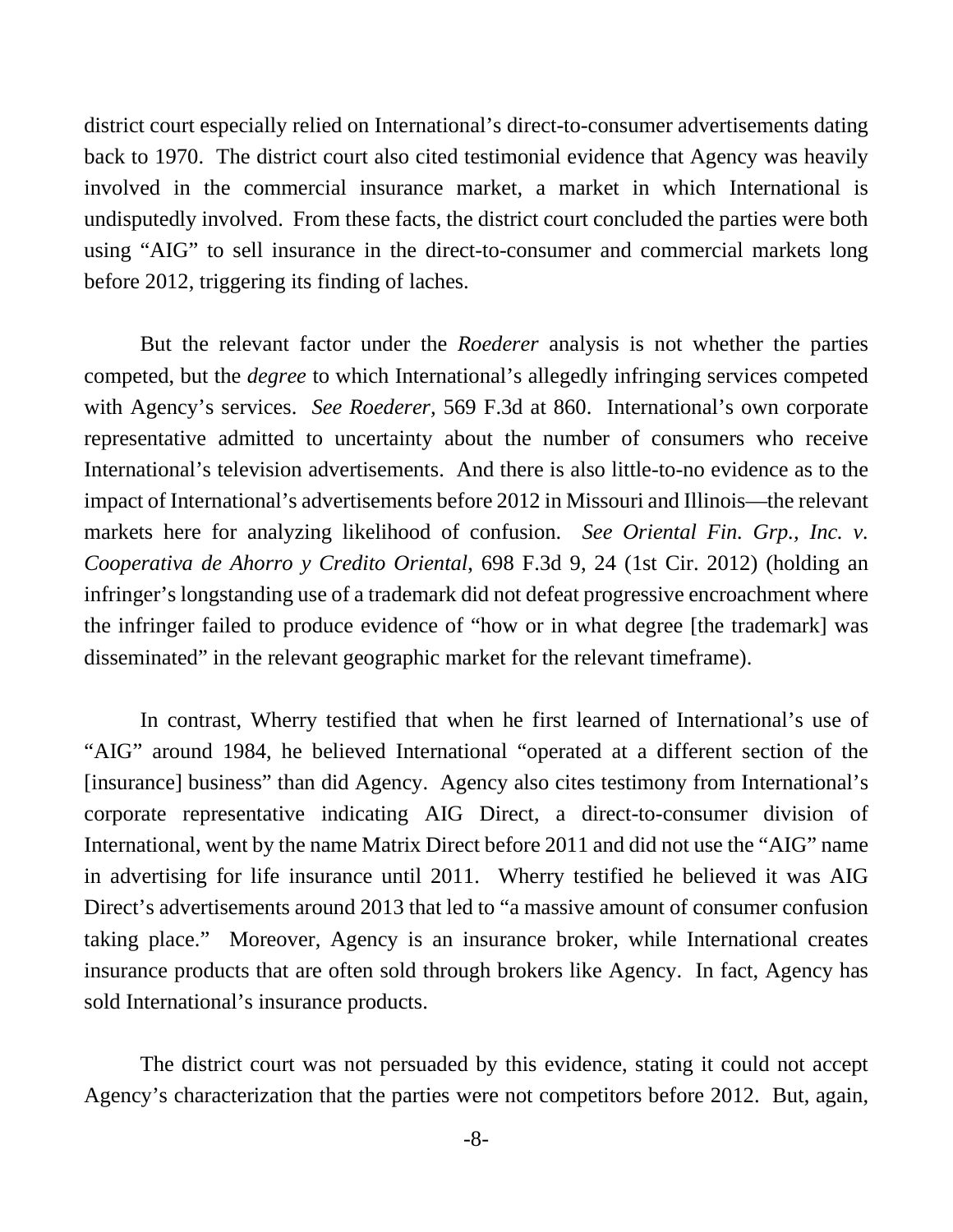district court especially relied on International's direct-to-consumer advertisements dating back to 1970. The district court also cited testimonial evidence that Agency was heavily involved in the commercial insurance market, a market in which International is undisputedly involved. From these facts, the district court concluded the parties were both using "AIG" to sell insurance in the direct-to-consumer and commercial markets long before 2012, triggering its finding of laches.

But the relevant factor under the *Roederer* analysis is not whether the parties competed, but the *degree* to which International's allegedly infringing services competed with Agency's services. *See Roederer*, 569 F.3d at 860. International's own corporate representative admitted to uncertainty about the number of consumers who receive International's television advertisements. And there is also little-to-no evidence as to the impact of International's advertisements before 2012 in Missouri and Illinois—the relevant markets here for analyzing likelihood of confusion. *See Oriental Fin. Grp., Inc. v. Cooperativa de Ahorro y Credito Oriental*, 698 F.3d 9, 24 (1st Cir. 2012) (holding an infringer's longstanding use of a trademark did not defeat progressive encroachment where the infringer failed to produce evidence of "how or in what degree [the trademark] was disseminated" in the relevant geographic market for the relevant timeframe).

In contrast, Wherry testified that when he first learned of International's use of "AIG" around 1984, he believed International "operated at a different section of the [insurance] business" than did Agency. Agency also cites testimony from International's corporate representative indicating AIG Direct, a direct-to-consumer division of International, went by the name Matrix Direct before 2011 and did not use the "AIG" name in advertising for life insurance until 2011. Wherry testified he believed it was AIG Direct's advertisements around 2013 that led to "a massive amount of consumer confusion taking place." Moreover, Agency is an insurance broker, while International creates insurance products that are often sold through brokers like Agency. In fact, Agency has sold International's insurance products.

The district court was not persuaded by this evidence, stating it could not accept Agency's characterization that the parties were not competitors before 2012. But, again,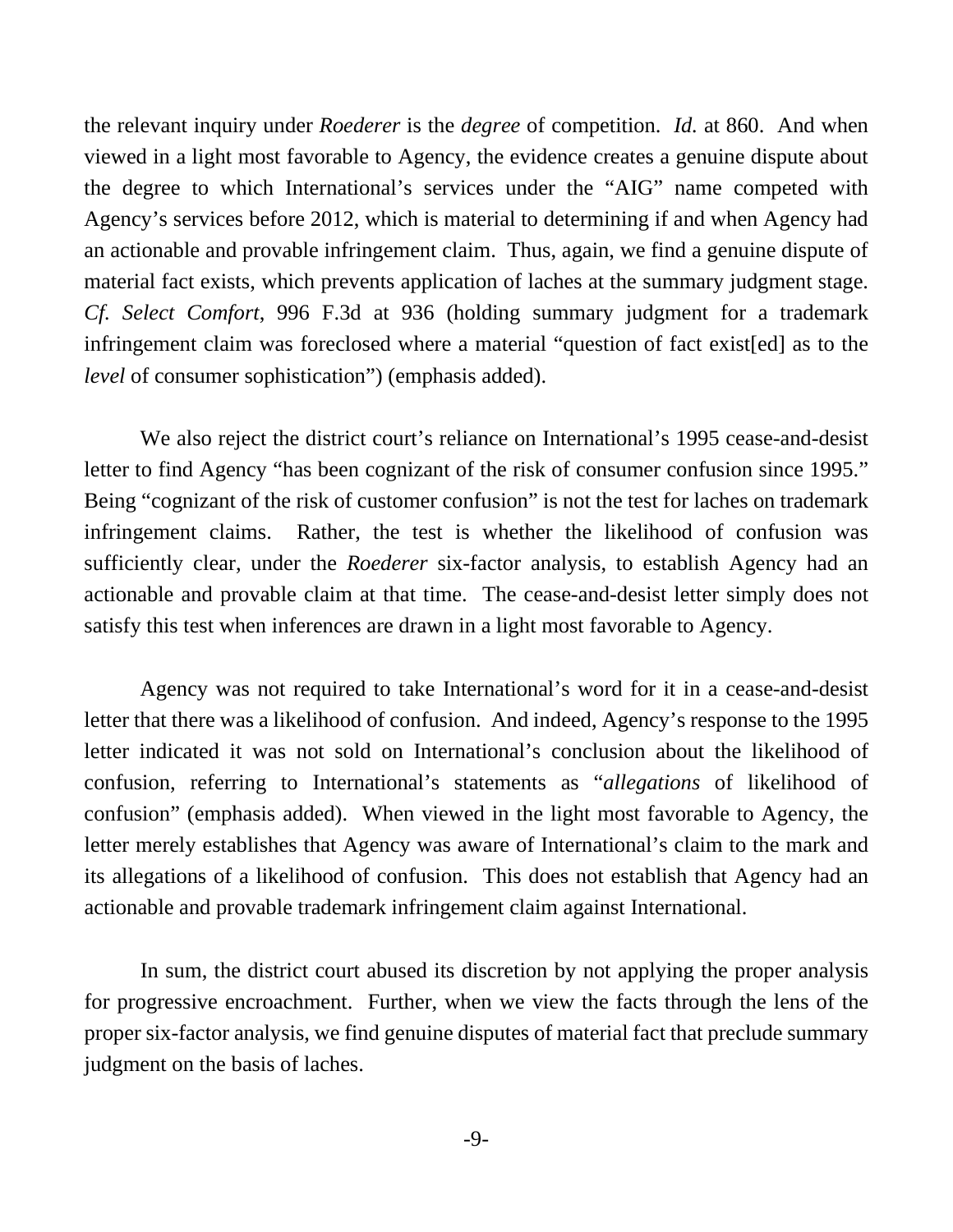the relevant inquiry under *Roederer* is the *degree* of competition. *Id.* at 860. And when viewed in a light most favorable to Agency, the evidence creates a genuine dispute about the degree to which International's services under the "AIG" name competed with Agency's services before 2012, which is material to determining if and when Agency had an actionable and provable infringement claim. Thus, again, we find a genuine dispute of material fact exists, which prevents application of laches at the summary judgment stage. *Cf. Select Comfort*, 996 F.3d at 936 (holding summary judgment for a trademark infringement claim was foreclosed where a material "question of fact exist[ed] as to the *level* of consumer sophistication") (emphasis added).

We also reject the district court's reliance on International's 1995 cease-and-desist letter to find Agency "has been cognizant of the risk of consumer confusion since 1995." Being "cognizant of the risk of customer confusion" is not the test for laches on trademark infringement claims. Rather, the test is whether the likelihood of confusion was sufficiently clear, under the *Roederer* six-factor analysis, to establish Agency had an actionable and provable claim at that time. The cease-and-desist letter simply does not satisfy this test when inferences are drawn in a light most favorable to Agency.

Agency was not required to take International's word for it in a cease-and-desist letter that there was a likelihood of confusion. And indeed, Agency's response to the 1995 letter indicated it was not sold on International's conclusion about the likelihood of confusion, referring to International's statements as "*allegations* of likelihood of confusion" (emphasis added). When viewed in the light most favorable to Agency, the letter merely establishes that Agency was aware of International's claim to the mark and its allegations of a likelihood of confusion. This does not establish that Agency had an actionable and provable trademark infringement claim against International.

In sum, the district court abused its discretion by not applying the proper analysis for progressive encroachment. Further, when we view the facts through the lens of the proper six-factor analysis, we find genuine disputes of material fact that preclude summary judgment on the basis of laches.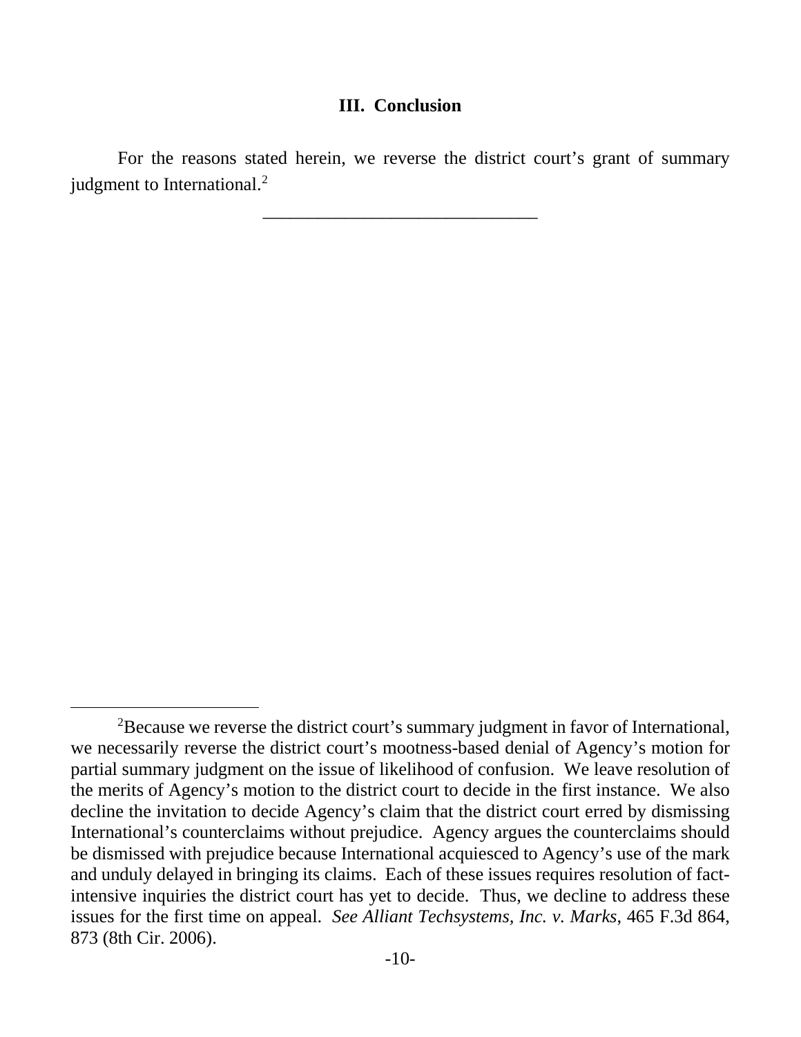## III. Conclusion

For the reasons stated herein, we reverse the district court's grant of summary judgment to International.[2]

______________________________

[2]Because we reverse the district court's summary judgment in favor of International, we necessarily reverse the district court's mootness-based denial of Agency's motion for partial summary judgment on the issue of likelihood of confusion. We leave resolution of the merits of Agency's motion to the district court to decide in the first instance. We also decline the invitation to decide Agency's claim that the district court erred by dismissing International's counterclaims without prejudice. Agency argues the counterclaims should be dismissed with prejudice because International acquiesced to Agency's use of the mark and unduly delayed in bringing its claims. Each of these issues requires resolution of fact-intensive inquiries the district court has yet to decide. Thus, we decline to address these issues for the first time on appeal. *See Alliant Techsystems, Inc. v. Marks*, 465 F.3d 864, 873 (8th Cir. 2006).